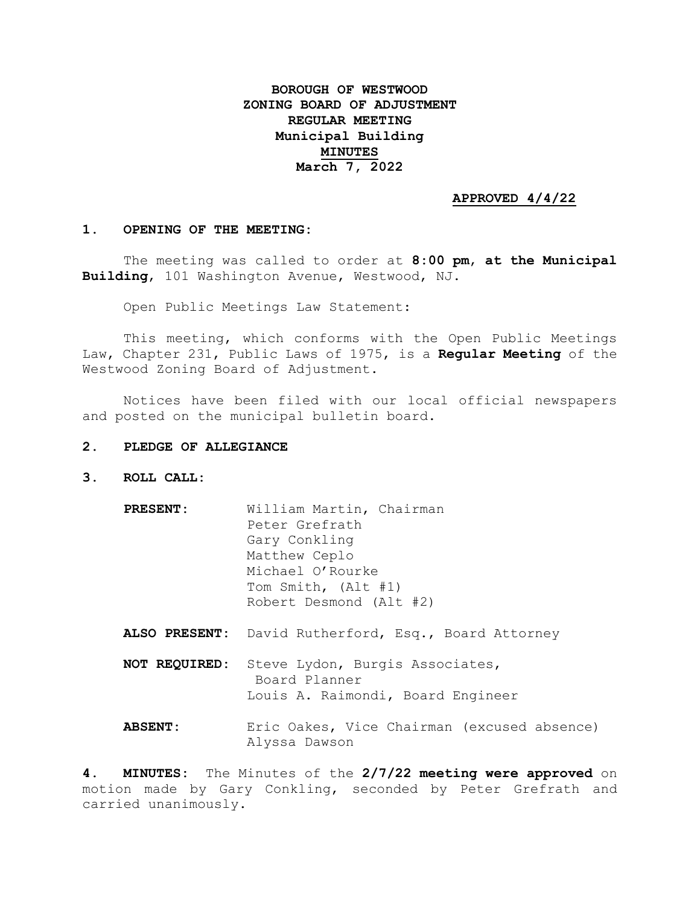# BOROUGH OF WESTWOOD
# ZONING BOARD OF ADJUSTMENT
# REGULAR MEETING
# Municipal Building
# MINUTES
# March 7, 2022

**APPROVED 4/4/22**

## 1. OPENING OF THE MEETING:

The meeting was called to order at **8:00 pm**, **at the Municipal Building**, 101 Washington Avenue, Westwood, NJ.

Open Public Meetings Law Statement:

This meeting, which conforms with the Open Public Meetings Law, Chapter 231, Public Laws of 1975, is a **Regular Meeting** of the Westwood Zoning Board of Adjustment.

Notices have been filed with our local official newspapers and posted on the municipal bulletin board.

## 2. PLEDGE OF ALLEGIANCE

## 3. ROLL CALL:

**PRESENT:**
William Martin, Chairman
Peter Grefrath
Gary Conkling
Matthew Ceplo
Michael O'Rourke
Tom Smith, (Alt #1)
Robert Desmond (Alt #2)

**ALSO PRESENT:** David Rutherford, Esq., Board Attorney

**NOT REQUIRED:** Steve Lydon, Burgis Associates, Board Planner
Louis A. Raimondi, Board Engineer

**ABSENT:** Eric Oakes, Vice Chairman (excused absence)
Alyssa Dawson

## 4. MINUTES:

The Minutes of the **2/7/22 meeting were approved** on motion made by Gary Conkling, seconded by Peter Grefrath and carried unanimously.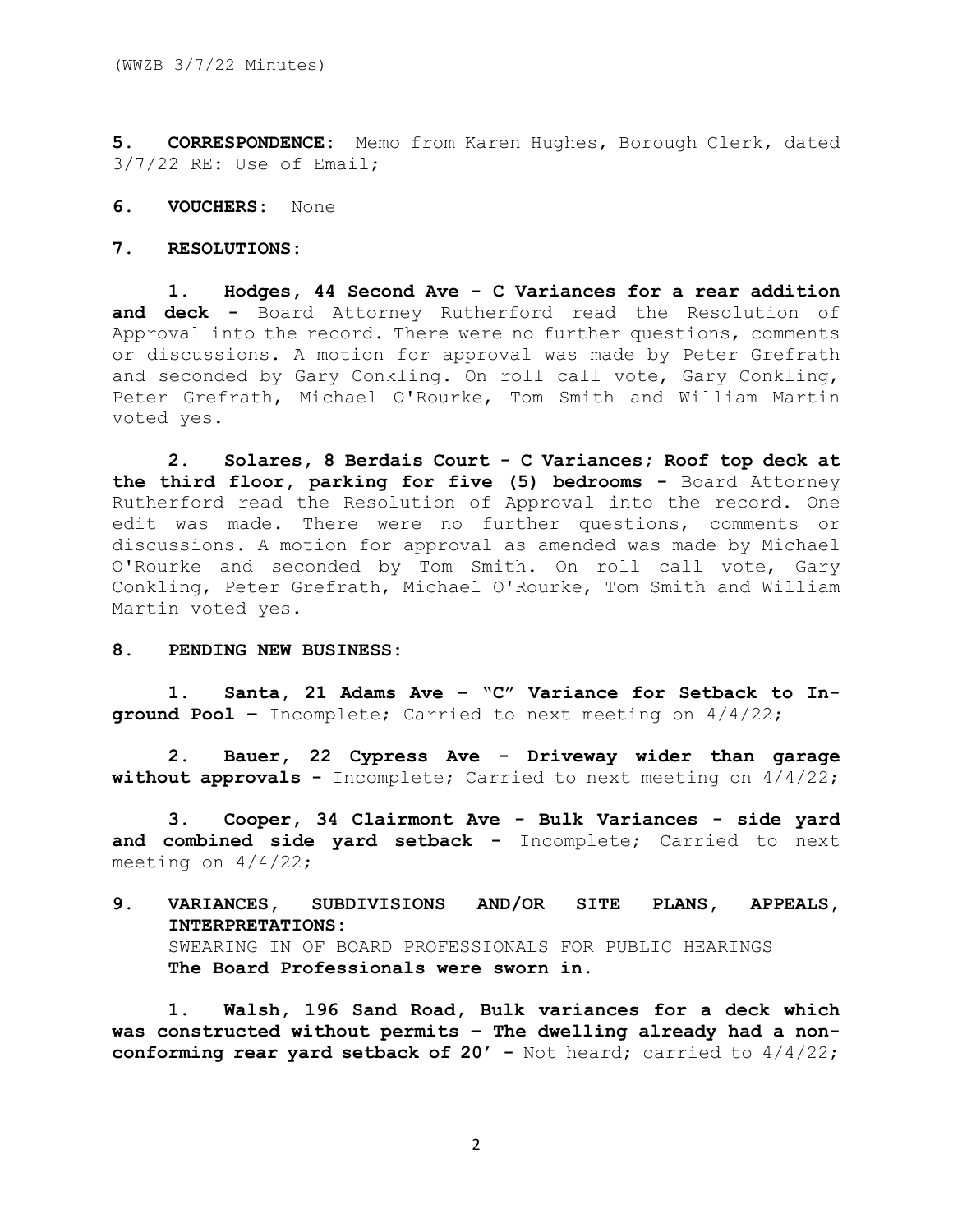**5. CORRESPONDENCE:** Memo from Karen Hughes, Borough Clerk, dated 3/7/22 RE: Use of Email;

**6. VOUCHERS:** None

**7. RESOLUTIONS:**

**1. Hodges, 44 Second Ave - C Variances for a rear addition and deck -** Board Attorney Rutherford read the Resolution of Approval into the record. There were no further questions, comments or discussions. A motion for approval was made by Peter Grefrath and seconded by Gary Conkling. On roll call vote, Gary Conkling, Peter Grefrath, Michael O'Rourke, Tom Smith and William Martin voted yes.

**2. Solares, 8 Berdais Court - C Variances; Roof top deck at the third floor, parking for five (5) bedrooms -** Board Attorney Rutherford read the Resolution of Approval into the record. One edit was made. There were no further questions, comments or discussions. A motion for approval as amended was made by Michael O'Rourke and seconded by Tom Smith. On roll call vote, Gary Conkling, Peter Grefrath, Michael O'Rourke, Tom Smith and William Martin voted yes.

**8. PENDING NEW BUSINESS:**

**1. Santa, 21 Adams Ave – "C" Variance for Setback to In-ground Pool –** Incomplete; Carried to next meeting on 4/4/22;

**2. Bauer, 22 Cypress Ave - Driveway wider than garage without approvals -** Incomplete; Carried to next meeting on 4/4/22;

**3. Cooper, 34 Clairmont Ave - Bulk Variances - side yard and combined side yard setback -** Incomplete; Carried to next meeting on 4/4/22;

**9. VARIANCES, SUBDIVISIONS AND/OR SITE PLANS, APPEALS, INTERPRETATIONS:**

SWEARING IN OF BOARD PROFESSIONALS FOR PUBLIC HEARINGS

**The Board Professionals were sworn in.**

**1. Walsh, 196 Sand Road, Bulk variances for a deck which was constructed without permits – The dwelling already had a non-conforming rear yard setback of 20' -** Not heard; carried to 4/4/22;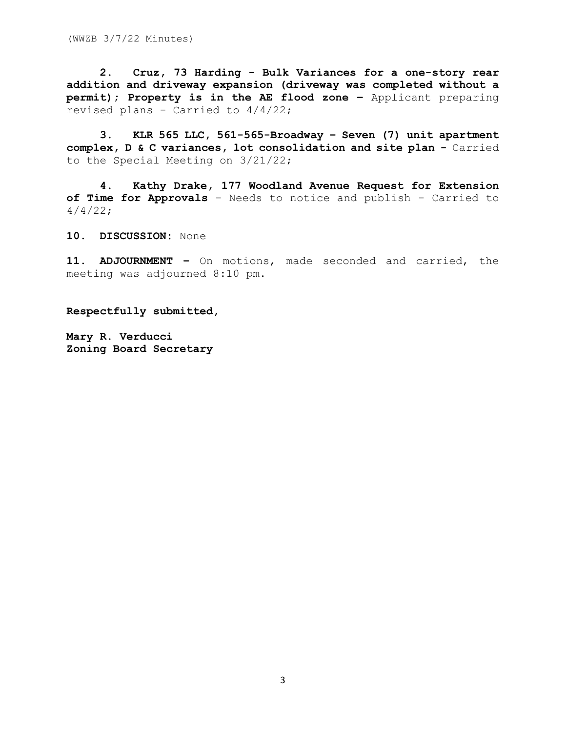**2. Cruz, 73 Harding - Bulk Variances for a one-story rear addition and driveway expansion (driveway was completed without a permit); Property is in the AE flood zone –** Applicant preparing revised plans - Carried to 4/4/22;

**3. KLR 565 LLC, 561-565-Broadway – Seven (7) unit apartment complex, D & C variances, lot consolidation and site plan -** Carried to the Special Meeting on 3/21/22;

**4. Kathy Drake, 177 Woodland Avenue Request for Extension of Time for Approvals** - Needs to notice and publish - Carried to 4/4/22;

**10. DISCUSSION:** None

**11. ADJOURNMENT –** On motions, made seconded and carried, the meeting was adjourned 8:10 pm.

**Respectfully submitted,**

**Mary R. Verducci**
**Zoning Board Secretary**